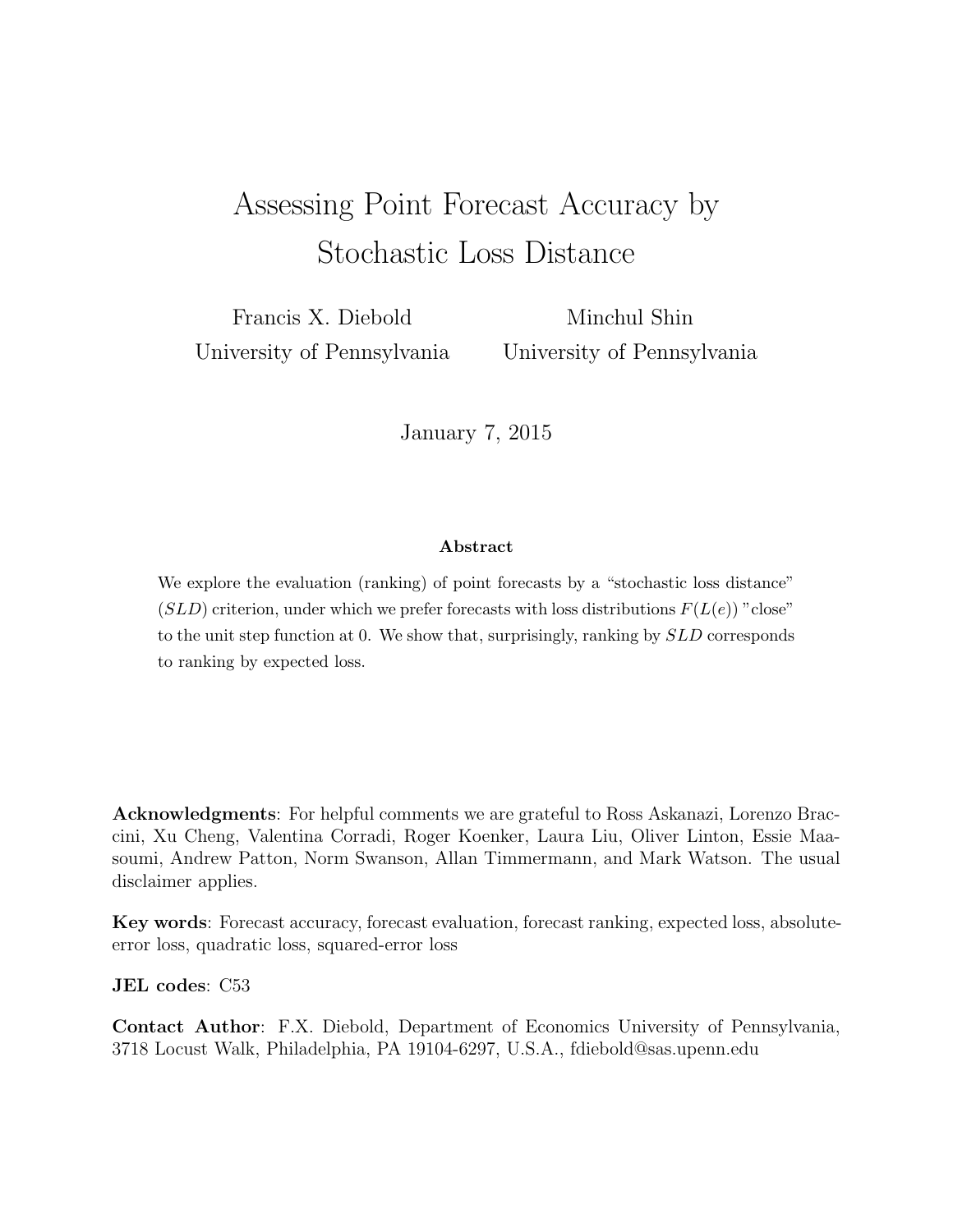# Assessing Point Forecast Accuracy by Stochastic Loss Distance

Francis X. Diebold
University of Pennsylvania

Minchul Shin
University of Pennsylvania

January 7, 2015

**Abstract**

We explore the evaluation (ranking) of point forecasts by a "stochastic loss distance" ($SLD$) criterion, under which we prefer forecasts with loss distributions $F(L(e))$ "close" to the unit step function at 0. We show that, surprisingly, ranking by $SLD$ corresponds to ranking by expected loss.

**Acknowledgments**: For helpful comments we are grateful to Ross Askanazi, Lorenzo Braccini, Xu Cheng, Valentina Corradi, Roger Koenker, Laura Liu, Oliver Linton, Essie Maasoumi, Andrew Patton, Norm Swanson, Allan Timmermann, and Mark Watson. The usual disclaimer applies.

**Key words**: Forecast accuracy, forecast evaluation, forecast ranking, expected loss, absolute-error loss, quadratic loss, squared-error loss

**JEL codes**: C53

**Contact Author**: F.X. Diebold, Department of Economics University of Pennsylvania, 3718 Locust Walk, Philadelphia, PA 19104-6297, U.S.A., fdiebold@sas.upenn.edu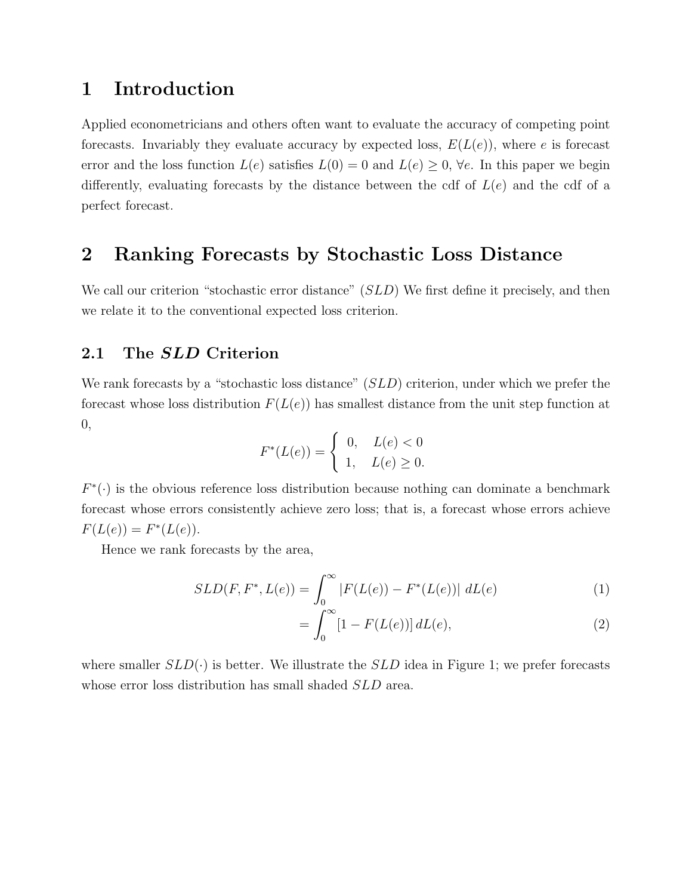# 1 Introduction

Applied econometricians and others often want to evaluate the accuracy of competing point forecasts. Invariably they evaluate accuracy by expected loss, $E(L(e))$, where $e$ is forecast error and the loss function $L(e)$ satisfies $L(0) = 0$ and $L(e) \geq 0$, $\forall e$. In this paper we begin differently, evaluating forecasts by the distance between the cdf of $L(e)$ and the cdf of a perfect forecast.

# 2 Ranking Forecasts by Stochastic Loss Distance

We call our criterion "stochastic error distance" ($SLD$) We first define it precisely, and then we relate it to the conventional expected loss criterion.

## 2.1 The *SLD* Criterion

We rank forecasts by a "stochastic loss distance" ($SLD$) criterion, under which we prefer the forecast whose loss distribution $F(L(e))$ has smallest distance from the unit step function at 0,

$$F^*(L(e)) = \begin{cases} 0, & L(e) < 0 \\ 1, & L(e) \geq 0. \end{cases}$$

$F^*(\cdot)$ is the obvious reference loss distribution because nothing can dominate a benchmark forecast whose errors consistently achieve zero loss; that is, a forecast whose errors achieve $F(L(e)) = F^*(L(e))$.

Hence we rank forecasts by the area,

$$SLD(F, F^*, L(e)) = \int_0^\infty |F(L(e)) - F^*(L(e))| \, dL(e) \tag{1}$$

$$= \int_0^\infty [1 - F(L(e))] \, dL(e), \tag{2}$$

where smaller $SLD(\cdot)$ is better. We illustrate the $SLD$ idea in Figure 1; we prefer forecasts whose error loss distribution has small shaded $SLD$ area.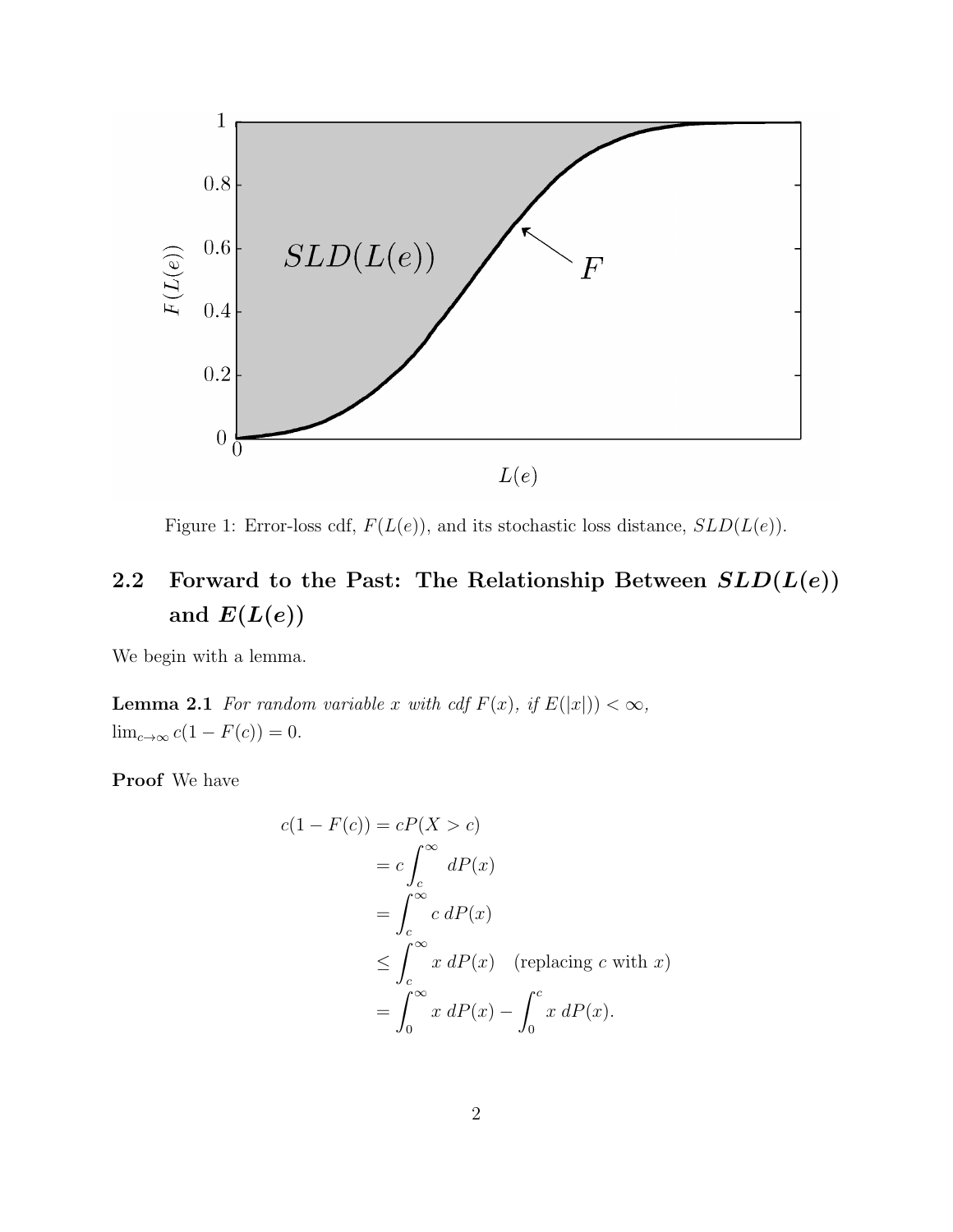Figure 1: Error-loss cdf, $F(L(e))$, and its stochastic loss distance, $SLD(L(e))$.

## 2.2 Forward to the Past: The Relationship Between $SLD(L(e))$ and $E(L(e))$

We begin with a lemma.

**Lemma 2.1** *For random variable $x$ with cdf $F(x)$, if $E(|x|)) < \infty$, $\lim_{c\to\infty} c(1 - F(c)) = 0$.*

**Proof** We have

$$
\begin{aligned}
c(1 - F(c)) &= cP(X > c) \\
&= c\int_c^\infty \, dP(x) \\
&= \int_c^\infty c \, dP(x) \\
&\leq \int_c^\infty x \, dP(x) \quad \text{(replacing } c \text{ with } x\text{)} \\
&= \int_0^\infty x \, dP(x) - \int_0^c x \, dP(x).
\end{aligned}
$$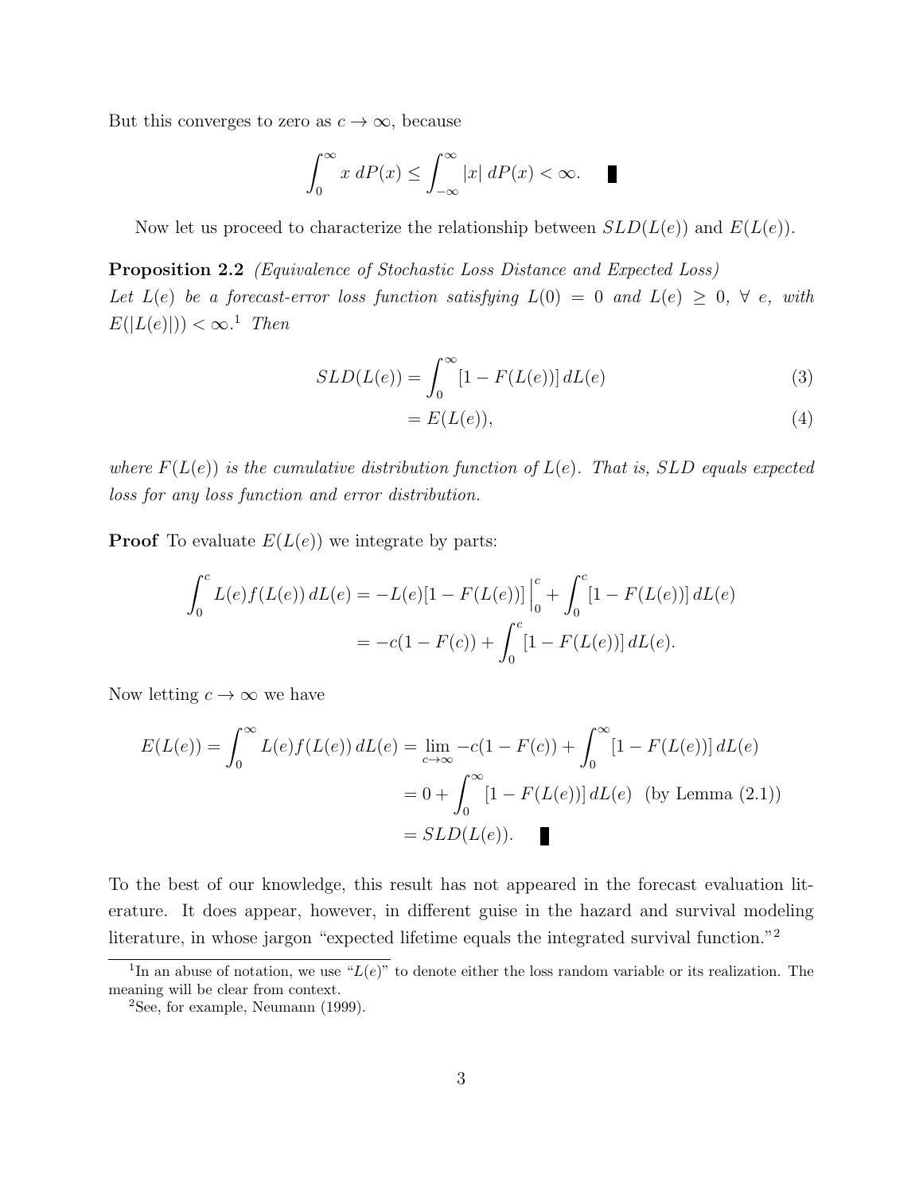But this converges to zero as $c \to \infty$, because

$$\int_0^\infty x \, dP(x) \leq \int_{-\infty}^\infty |x| \, dP(x) < \infty. \quad \blacksquare$$

Now let us proceed to characterize the relationship between $SLD(L(e))$ and $E(L(e))$.

**Proposition 2.2** *(Equivalence of Stochastic Loss Distance and Expected Loss)*
*Let $L(e)$ be a forecast-error loss function satisfying $L(0) = 0$ and $L(e) \geq 0$, $\forall$ $e$, with $E(|L(e)|)) < \infty$.*[1] *Then*

$$SLD(L(e)) = \int_0^\infty [1 - F(L(e))] \, dL(e) \tag{3}$$

$$= E(L(e)), \tag{4}$$

*where $F(L(e))$ is the cumulative distribution function of $L(e)$. That is, SLD equals expected loss for any loss function and error distribution.*

**Proof** To evaluate $E(L(e))$ we integrate by parts:

$$\int_0^c L(e) f(L(e)) \, dL(e) = -L(e)[1 - F(L(e))] \Big|_0^c + \int_0^c [1 - F(L(e))] \, dL(e)$$

$$= -c(1 - F(c)) + \int_0^c [1 - F(L(e))] \, dL(e).$$

Now letting $c \to \infty$ we have

$$E(L(e)) = \int_0^\infty L(e) f(L(e)) \, dL(e) = \lim_{c \to \infty} -c(1 - F(c)) + \int_0^\infty [1 - F(L(e))] \, dL(e)$$

$$= 0 + \int_0^\infty [1 - F(L(e))] \, dL(e) \quad \text{(by Lemma (2.1))}$$

$$= SLD(L(e)). \quad \blacksquare$$

To the best of our knowledge, this result has not appeared in the forecast evaluation literature. It does appear, however, in different guise in the hazard and survival modeling literature, in whose jargon "expected lifetime equals the integrated survival function."[2]

[1] In an abuse of notation, we use "$L(e)$" to denote either the loss random variable or its realization. The meaning will be clear from context.

[2] See, for example, Neumann (1999).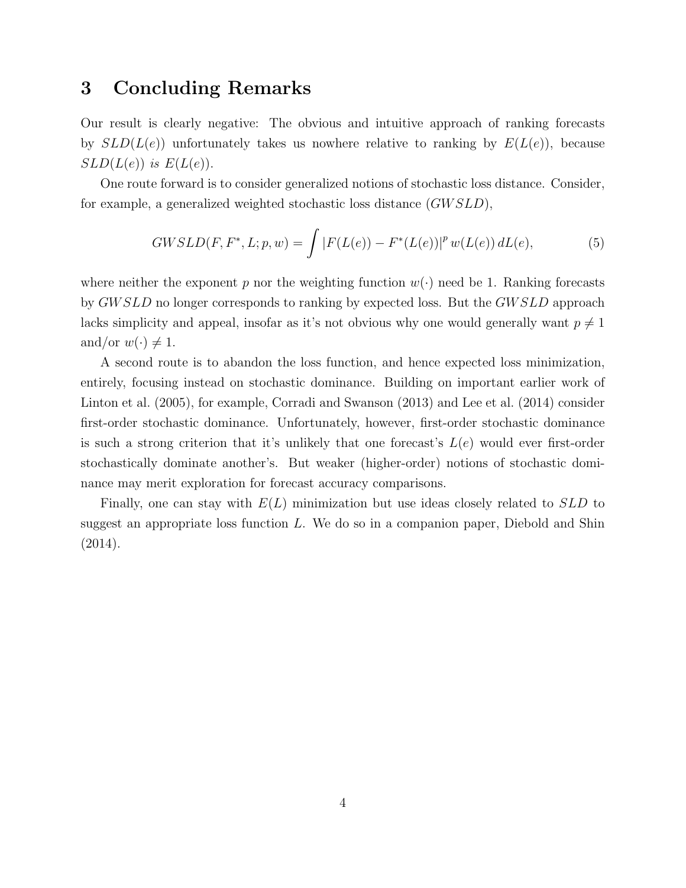## 3 Concluding Remarks

Our result is clearly negative: The obvious and intuitive approach of ranking forecasts by $SLD(L(e))$ unfortunately takes us nowhere relative to ranking by $E(L(e))$, because $SLD(L(e))$ *is* $E(L(e))$.

One route forward is to consider generalized notions of stochastic loss distance. Consider, for example, a generalized weighted stochastic loss distance ($GWSLD$),

$$GWSLD(F, F^*, L; p, w) = \int |F(L(e)) - F^*(L(e))|^p \, w(L(e)) \, dL(e), \tag{5}$$

where neither the exponent $p$ nor the weighting function $w(\cdot)$ need be 1. Ranking forecasts by $GWSLD$ no longer corresponds to ranking by expected loss. But the $GWSLD$ approach lacks simplicity and appeal, insofar as it's not obvious why one would generally want $p \neq 1$ and/or $w(\cdot) \neq 1$.

A second route is to abandon the loss function, and hence expected loss minimization, entirely, focusing instead on stochastic dominance. Building on important earlier work of Linton et al. (2005), for example, Corradi and Swanson (2013) and Lee et al. (2014) consider first-order stochastic dominance. Unfortunately, however, first-order stochastic dominance is such a strong criterion that it's unlikely that one forecast's $L(e)$ would ever first-order stochastically dominate another's. But weaker (higher-order) notions of stochastic dominance may merit exploration for forecast accuracy comparisons.

Finally, one can stay with $E(L)$ minimization but use ideas closely related to $SLD$ to suggest an appropriate loss function $L$. We do so in a companion paper, Diebold and Shin (2014).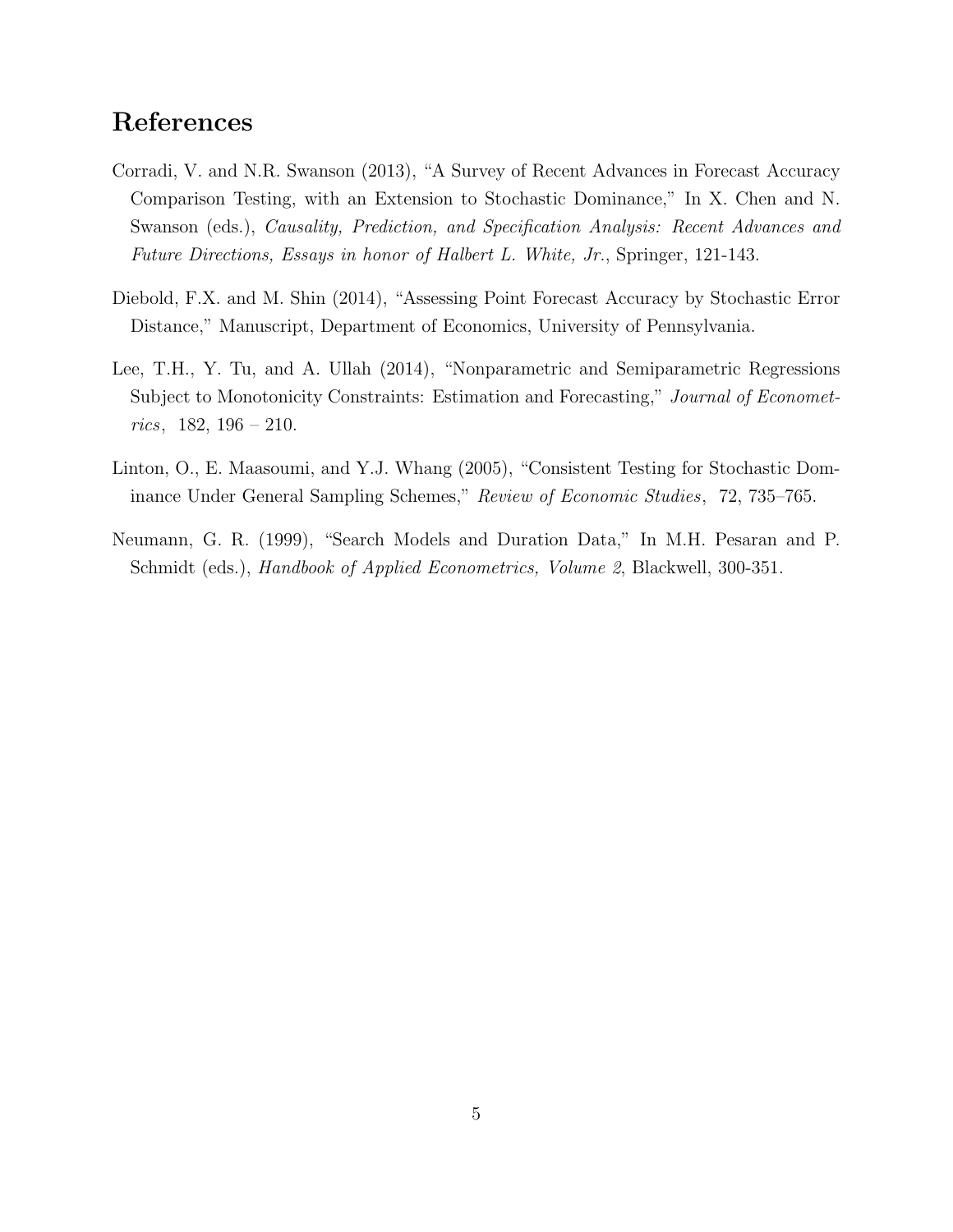## References

Corradi, V. and N.R. Swanson (2013), "A Survey of Recent Advances in Forecast Accuracy Comparison Testing, with an Extension to Stochastic Dominance," In X. Chen and N. Swanson (eds.), *Causality, Prediction, and Specification Analysis: Recent Advances and Future Directions, Essays in honor of Halbert L. White, Jr.*, Springer, 121-143.

Diebold, F.X. and M. Shin (2014), "Assessing Point Forecast Accuracy by Stochastic Error Distance," Manuscript, Department of Economics, University of Pennsylvania.

Lee, T.H., Y. Tu, and A. Ullah (2014), "Nonparametric and Semiparametric Regressions Subject to Monotonicity Constraints: Estimation and Forecasting," *Journal of Econometrics*, 182, 196 – 210.

Linton, O., E. Maasoumi, and Y.J. Whang (2005), "Consistent Testing for Stochastic Dominance Under General Sampling Schemes," *Review of Economic Studies*, 72, 735–765.

Neumann, G. R. (1999), "Search Models and Duration Data," In M.H. Pesaran and P. Schmidt (eds.), *Handbook of Applied Econometrics, Volume 2*, Blackwell, 300-351.